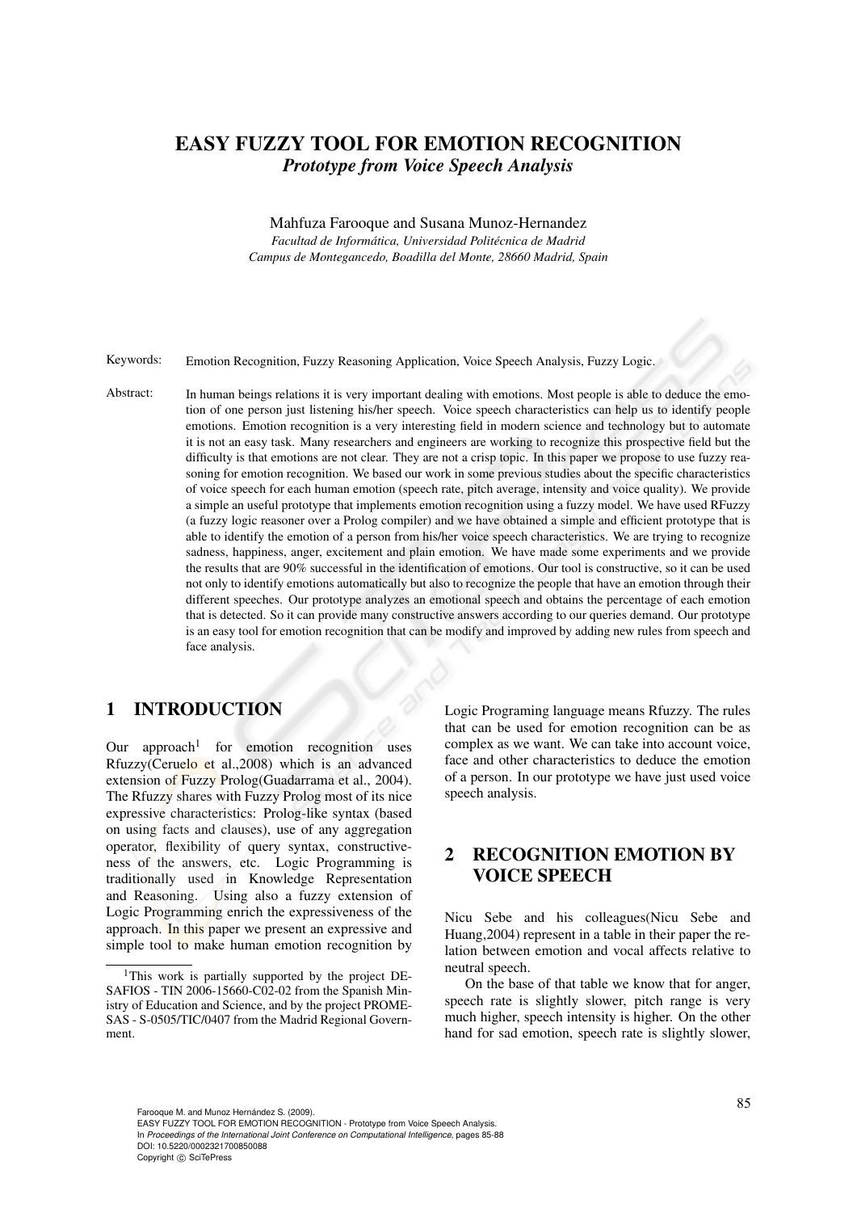# EASY FUZZY TOOL FOR EMOTION RECOGNITION

*Prototype from Voice Speech Analysis*

Mahfuza Farooque and Susana Munoz-Hernandez

*Facultad de Informática, Universidad Politécnica de Madrid*
*Campus de Montegancedo, Boadilla del Monte, 28660 Madrid, Spain*

Keywords: Emotion Recognition, Fuzzy Reasoning Application, Voice Speech Analysis, Fuzzy Logic.

Abstract: In human beings relations it is very important dealing with emotions. Most people is able to deduce the emotion of one person just listening his/her speech. Voice speech characteristics can help us to identify people emotions. Emotion recognition is a very interesting field in modern science and technology but to automate it is not an easy task. Many researchers and engineers are working to recognize this prospective field but the difficulty is that emotions are not clear. They are not a crisp topic. In this paper we propose to use fuzzy reasoning for emotion recognition. We based our work in some previous studies about the specific characteristics of voice speech for each human emotion (speech rate, pitch average, intensity and voice quality). We provide a simple an useful prototype that implements emotion recognition using a fuzzy model. We have used RFuzzy (a fuzzy logic reasoner over a Prolog compiler) and we have obtained a simple and efficient prototype that is able to identify the emotion of a person from his/her voice speech characteristics. We are trying to recognize sadness, happiness, anger, excitement and plain emotion. We have made some experiments and we provide the results that are 90% successful in the identification of emotions. Our tool is constructive, so it can be used not only to identify emotions automatically but also to recognize the people that have an emotion through their different speeches. Our prototype analyzes an emotional speech and obtains the percentage of each emotion that is detected. So it can provide many constructive answers according to our queries demand. Our prototype is an easy tool for emotion recognition that can be modify and improved by adding new rules from speech and face analysis.

## 1 INTRODUCTION

Our approach[1] for emotion recognition uses Rfuzzy(Ceruelo et al.,2008) which is an advanced extension of Fuzzy Prolog(Guadarrama et al., 2004). The Rfuzzy shares with Fuzzy Prolog most of its nice expressive characteristics: Prolog-like syntax (based on using facts and clauses), use of any aggregation operator, flexibility of query syntax, constructiveness of the answers, etc. Logic Programming is traditionally used in Knowledge Representation and Reasoning. Using also a fuzzy extension of Logic Programming enrich the expressiveness of the approach. In this paper we present an expressive and simple tool to make human emotion recognition by Logic Programing language means Rfuzzy. The rules that can be used for emotion recognition can be as complex as we want. We can take into account voice, face and other characteristics to deduce the emotion of a person. In our prototype we have just used voice speech analysis.

[1]This work is partially supported by the project DESAFIOS - TIN 2006-15660-C02-02 from the Spanish Ministry of Education and Science, and by the project PROMESAS - S-0505/TIC/0407 from the Madrid Regional Government.

## 2 RECOGNITION EMOTION BY VOICE SPEECH

Nicu Sebe and his colleagues(Nicu Sebe and Huang,2004) represent in a table in their paper the relation between emotion and vocal affects relative to neutral speech.

On the base of that table we know that for anger, speech rate is slightly slower, pitch range is very much higher, speech intensity is higher. On the other hand for sad emotion, speech rate is slightly slower,

Farooque M. and Munoz Hernández S. (2009).
EASY FUZZY TOOL FOR EMOTION RECOGNITION - Prototype from Voice Speech Analysis.
In *Proceedings of the International Joint Conference on Computational Intelligence*, pages 85-88
DOI: 10.5220/0002321700850088
Copyright © SciTePress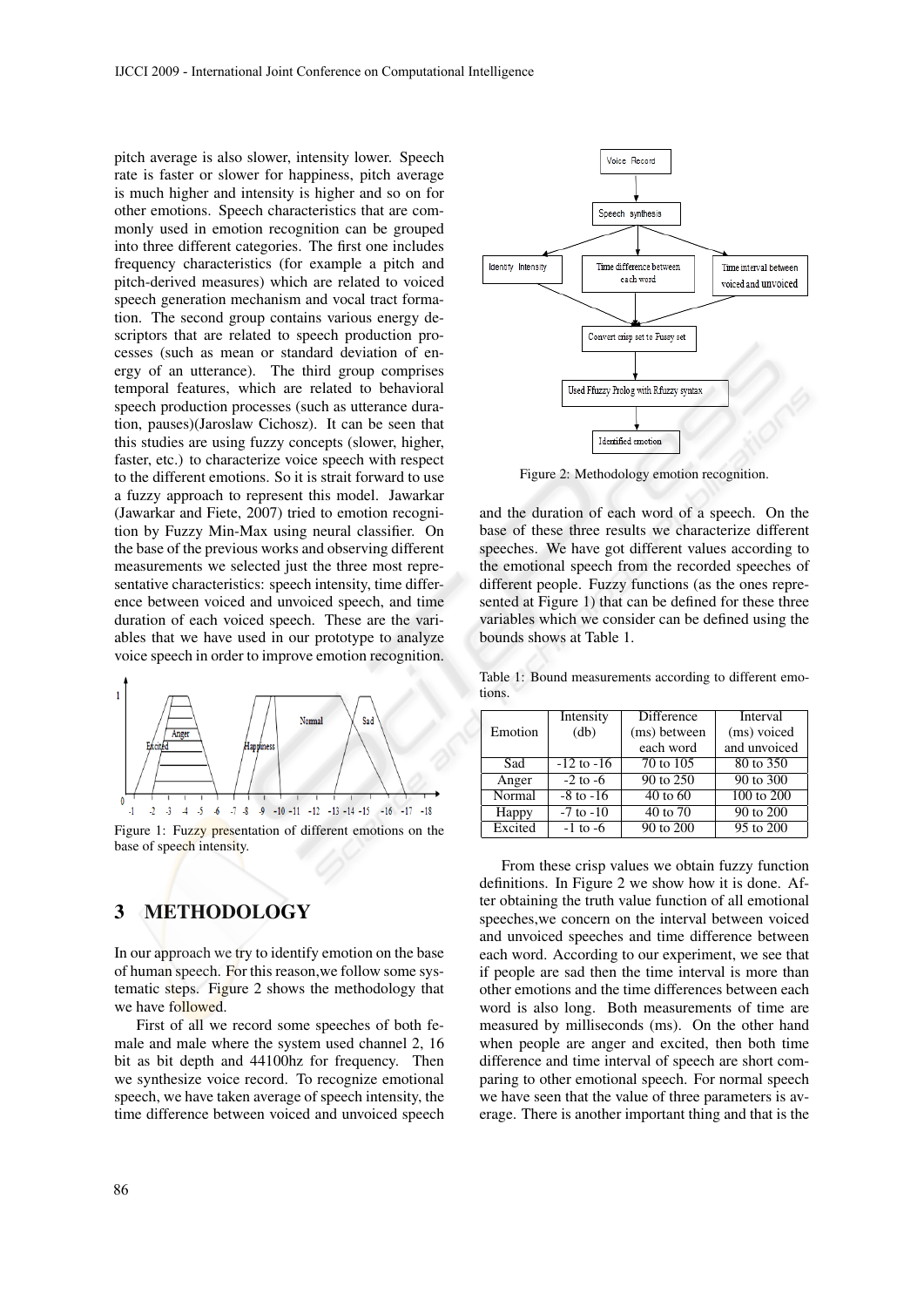pitch average is also slower, intensity lower. Speech rate is faster or slower for happiness, pitch average is much higher and intensity is higher and so on for other emotions. Speech characteristics that are commonly used in emotion recognition can be grouped into three different categories. The first one includes frequency characteristics (for example a pitch and pitch-derived measures) which are related to voiced speech generation mechanism and vocal tract formation. The second group contains various energy descriptors that are related to speech production processes (such as mean or standard deviation of energy of an utterance). The third group comprises temporal features, which are related to behavioral speech production processes (such as utterance duration, pauses)(Jaroslaw Cichosz). It can be seen that this studies are using fuzzy concepts (slower, higher, faster, etc.) to characterize voice speech with respect to the different emotions. So it is strait forward to use a fuzzy approach to represent this model. Jawarkar (Jawarkar and Fiete, 2007) tried to emotion recognition by Fuzzy Min-Max using neural classifier. On the base of the previous works and observing different measurements we selected just the three most representative characteristics: speech intensity, time difference between voiced and unvoiced speech, and time duration of each voiced speech. These are the variables that we have used in our prototype to analyze voice speech in order to improve emotion recognition.

Figure 1: Fuzzy presentation of different emotions on the base of speech intensity.

## 3 METHODOLOGY

In our approach we try to identify emotion on the base of human speech. For this reason,we follow some systematic steps. Figure 2 shows the methodology that we have followed.

First of all we record some speeches of both female and male where the system used channel 2, 16 bit as bit depth and 44100hz for frequency. Then we synthesize voice record. To recognize emotional speech, we have taken average of speech intensity, the time difference between voiced and unvoiced speech and the duration of each word of a speech. On the base of these three results we characterize different speeches. We have got different values according to the emotional speech from the recorded speeches of different people. Fuzzy functions (as the ones represented at Figure 1) that can be defined for these three variables which we consider can be defined using the bounds shows at Table 1.

Figure 2: Methodology emotion recognition.

Table 1: Bound measurements according to different emotions.

| Emotion | Intensity (db) | Difference (ms) between each word | Interval (ms) voiced and unvoiced |
|---|---|---|---|
| Sad | -12 to -16 | 70 to 105 | 80 to 350 |
| Anger | -2 to -6 | 90 to 250 | 90 to 300 |
| Normal | -8 to -16 | 40 to 60 | 100 to 200 |
| Happy | -7 to -10 | 40 to 70 | 90 to 200 |
| Excited | -1 to -6 | 90 to 200 | 95 to 200 |

From these crisp values we obtain fuzzy function definitions. In Figure 2 we show how it is done. After obtaining the truth value function of all emotional speeches,we concern on the interval between voiced and unvoiced speeches and time difference between each word. According to our experiment, we see that if people are sad then the time interval is more than other emotions and the time differences between each word is also long. Both measurements of time are measured by milliseconds (ms). On the other hand when people are anger and excited, then both time difference and time interval of speech are short comparing to other emotional speech. For normal speech we have seen that the value of three parameters is average. There is another important thing and that is the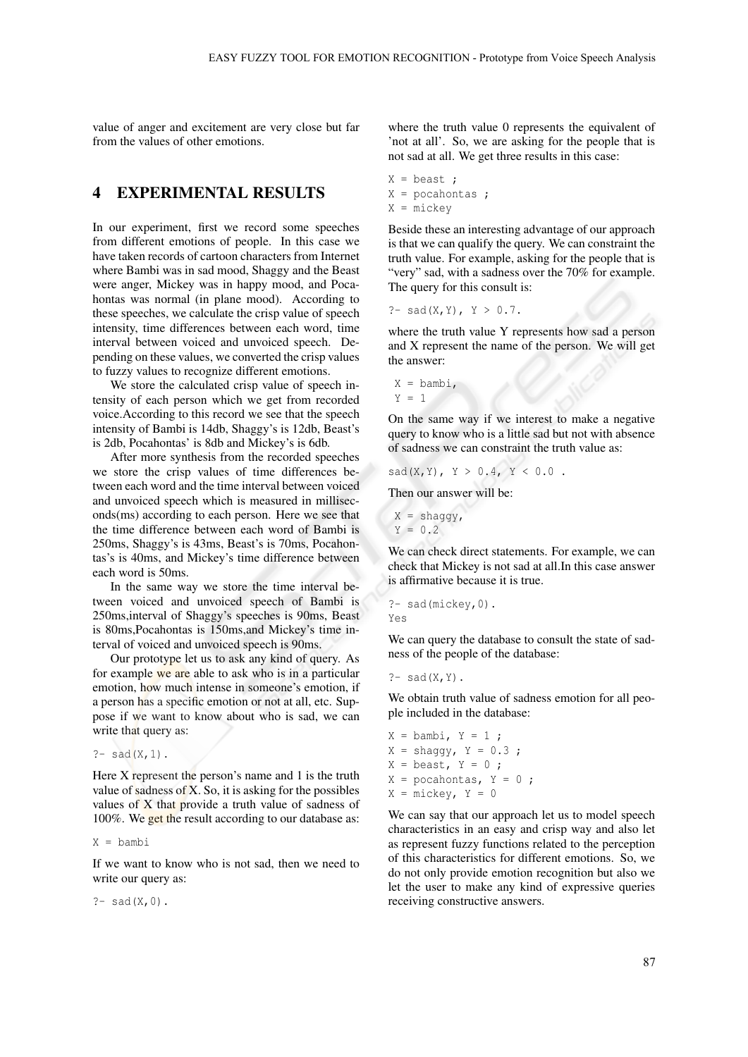value of anger and excitement are very close but far from the values of other emotions.

## 4 EXPERIMENTAL RESULTS

In our experiment, first we record some speeches from different emotions of people. In this case we have taken records of cartoon characters from Internet where Bambi was in sad mood, Shaggy and the Beast were anger, Mickey was in happy mood, and Pocahontas was normal (in plane mood). According to these speeches, we calculate the crisp value of speech intensity, time differences between each word, time interval between voiced and unvoiced speech. Depending on these values, we converted the crisp values to fuzzy values to recognize different emotions.

We store the calculated crisp value of speech intensity of each person which we get from recorded voice.According to this record we see that the speech intensity of Bambi is 14db, Shaggy's is 12db, Beast's is 2db, Pocahontas' is 8db and Mickey's is 6db.

After more synthesis from the recorded speeches we store the crisp values of time differences between each word and the time interval between voiced and unvoiced speech which is measured in milliseconds(ms) according to each person. Here we see that the time difference between each word of Bambi is 250ms, Shaggy's is 43ms, Beast's is 70ms, Pocahontas's is 40ms, and Mickey's time difference between each word is 50ms.

In the same way we store the time interval between voiced and unvoiced speech of Bambi is 250ms,interval of Shaggy's speeches is 90ms, Beast is 80ms,Pocahontas is 150ms,and Mickey's time interval of voiced and unvoiced speech is 90ms.

Our prototype let us to ask any kind of query. As for example we are able to ask who is in a particular emotion, how much intense in someone's emotion, if a person has a specific emotion or not at all, etc. Suppose if we want to know about who is sad, we can write that query as:

```
?- sad(X,1).
```

Here X represent the person's name and 1 is the truth value of sadness of X. So, it is asking for the possibles values of X that provide a truth value of sadness of 100%. We get the result according to our database as:

```
X = bambi
```

If we want to know who is not sad, then we need to write our query as:

```
?- sad(X,0).
```

where the truth value 0 represents the equivalent of 'not at all'. So, we are asking for the people that is not sad at all. We get three results in this case:

```
X = beast ;
X = pocahontas ;
X = mickey
```

Beside these an interesting advantage of our approach is that we can qualify the query. We can constraint the truth value. For example, asking for the people that is "very" sad, with a sadness over the 70% for example. The query for this consult is:

```
?- sad(X,Y), Y > 0.7.
```

where the truth value Y represents how sad a person and X represent the name of the person. We will get the answer:

```
X = bambi,
Y = 1
```

On the same way if we interest to make a negative query to know who is a little sad but not with absence of sadness we can constraint the truth value as:

```
sad(X,Y), Y > 0.4, Y < 0.0 .
```

Then our answer will be:

```
X = shaggy,
Y = 0.2
```

We can check direct statements. For example, we can check that Mickey is not sad at all.In this case answer is affirmative because it is true.

```
?- sad(mickey,0).
Yes
```

We can query the database to consult the state of sadness of the people of the database:

```
?- sad(X,Y).
```

We obtain truth value of sadness emotion for all people included in the database:

```
X = bambi, Y = 1 ;
X = shaggy, Y = 0.3 ;
X = beast, Y = 0 ;
X = pocahontas, Y = 0 ;
X = mickey, Y = 0
```

We can say that our approach let us to model speech characteristics in an easy and crisp way and also let as represent fuzzy functions related to the perception of this characteristics for different emotions. So, we do not only provide emotion recognition but also we let the user to make any kind of expressive queries receiving constructive answers.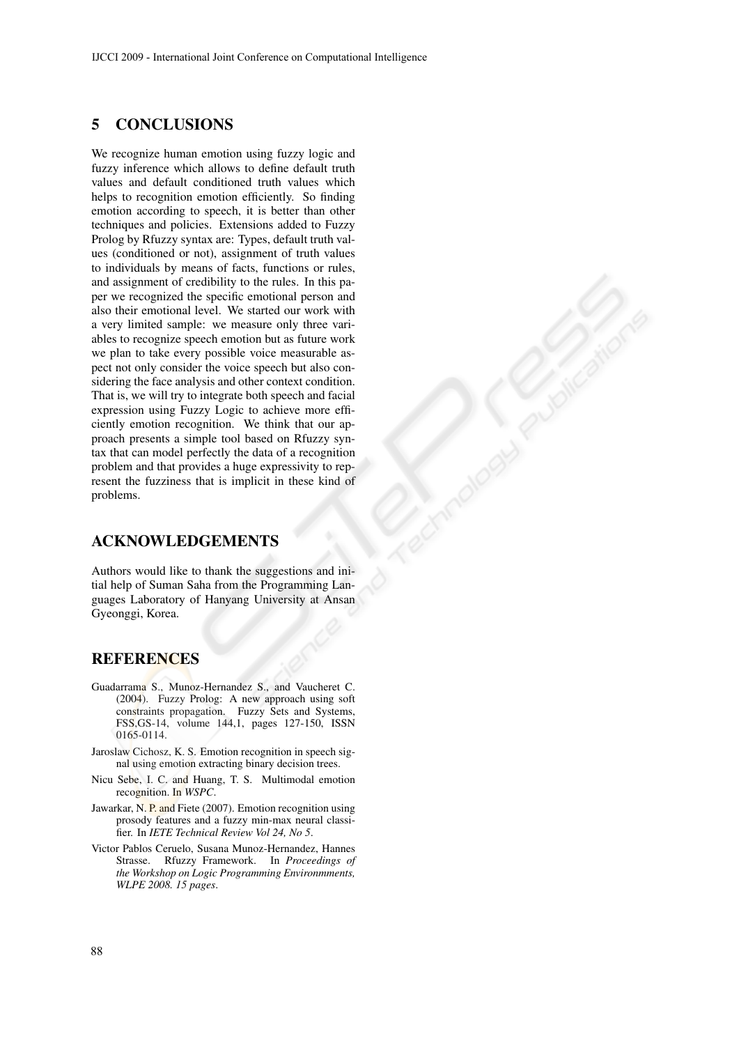## 5 CONCLUSIONS

We recognize human emotion using fuzzy logic and fuzzy inference which allows to define default truth values and default conditioned truth values which helps to recognition emotion efficiently. So finding emotion according to speech, it is better than other techniques and policies. Extensions added to Fuzzy Prolog by Rfuzzy syntax are: Types, default truth values (conditioned or not), assignment of truth values to individuals by means of facts, functions or rules, and assignment of credibility to the rules. In this paper we recognized the specific emotional person and also their emotional level. We started our work with a very limited sample: we measure only three variables to recognize speech emotion but as future work we plan to take every possible voice measurable aspect not only consider the voice speech but also considering the face analysis and other context condition. That is, we will try to integrate both speech and facial expression using Fuzzy Logic to achieve more efficiently emotion recognition. We think that our approach presents a simple tool based on Rfuzzy syntax that can model perfectly the data of a recognition problem and that provides a huge expressivity to represent the fuzziness that is implicit in these kind of problems.

## ACKNOWLEDGEMENTS

Authors would like to thank the suggestions and initial help of Suman Saha from the Programming Languages Laboratory of Hanyang University at Ansan Gyeonggi, Korea.

## REFERENCES

Guadarrama S., Munoz-Hernandez S., and Vaucheret C. (2004). Fuzzy Prolog: A new approach using soft constraints propagation. Fuzzy Sets and Systems, FSS,GS-14, volume 144,1, pages 127-150, ISSN 0165-0114.

Jaroslaw Cichosz, K. S. Emotion recognition in speech signal using emotion extracting binary decision trees.

Nicu Sebe, I. C. and Huang, T. S. Multimodal emotion recognition. In *WSPC*.

Jawarkar, N. P. and Fiete (2007). Emotion recognition using prosody features and a fuzzy min-max neural classifier. In *IETE Technical Review Vol 24, No 5*.

Victor Pablos Ceruelo, Susana Munoz-Hernandez, Hannes Strasse. Rfuzzy Framework. In *Proceedings of the Workshop on Logic Programming Environmments, WLPE 2008. 15 pages*.